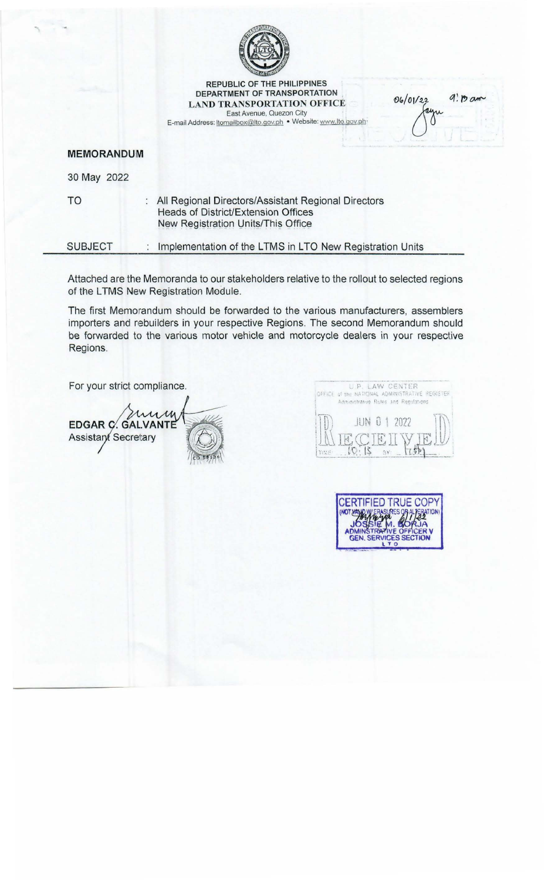REPUBLIC OF THE PHILIPPINES
DEPARTMENT OF TRANSPORTATION
LAND TRANSPORTATION OFFICE
East Avenue, Quezon City
E-mail Address: ltomailbox@lto.gov.ph • Website: www.lto.gov.ph

06/01/22 9:10 am

**MEMORANDUM**

30 May 2022

TO : All Regional Directors/Assistant Regional Directors
Heads of District/Extension Offices
New Registration Units/This Office

SUBJECT : Implementation of the LTMS in LTO New Registration Units

---

Attached are the Memoranda to our stakeholders relative to the rollout to selected regions of the LTMS New Registration Module.

The first Memorandum should be forwarded to the various manufacturers, assemblers importers and rebuilders in your respective Regions. The second Memorandum should be forwarded to the various motor vehicle and motorcycle dealers in your respective Regions.

For your strict compliance.

**EDGAR C. GALVANTE**
Assistant Secretary

U.P. LAW CENTER
OFFICE of the NATIONAL ADMINISTRATIVE REGISTER
Administrative Rules and Regulations
JUN 01 2022
RECEIVED
TIME 10:15 BY

CERTIFIED TRUE COPY
(NOT VALID W/ ERASURES OR ALTERATION)
JOSSIE M. BORJA
ADMINISTRATIVE OFFICER V
GEN. SERVICES SECTION
LTO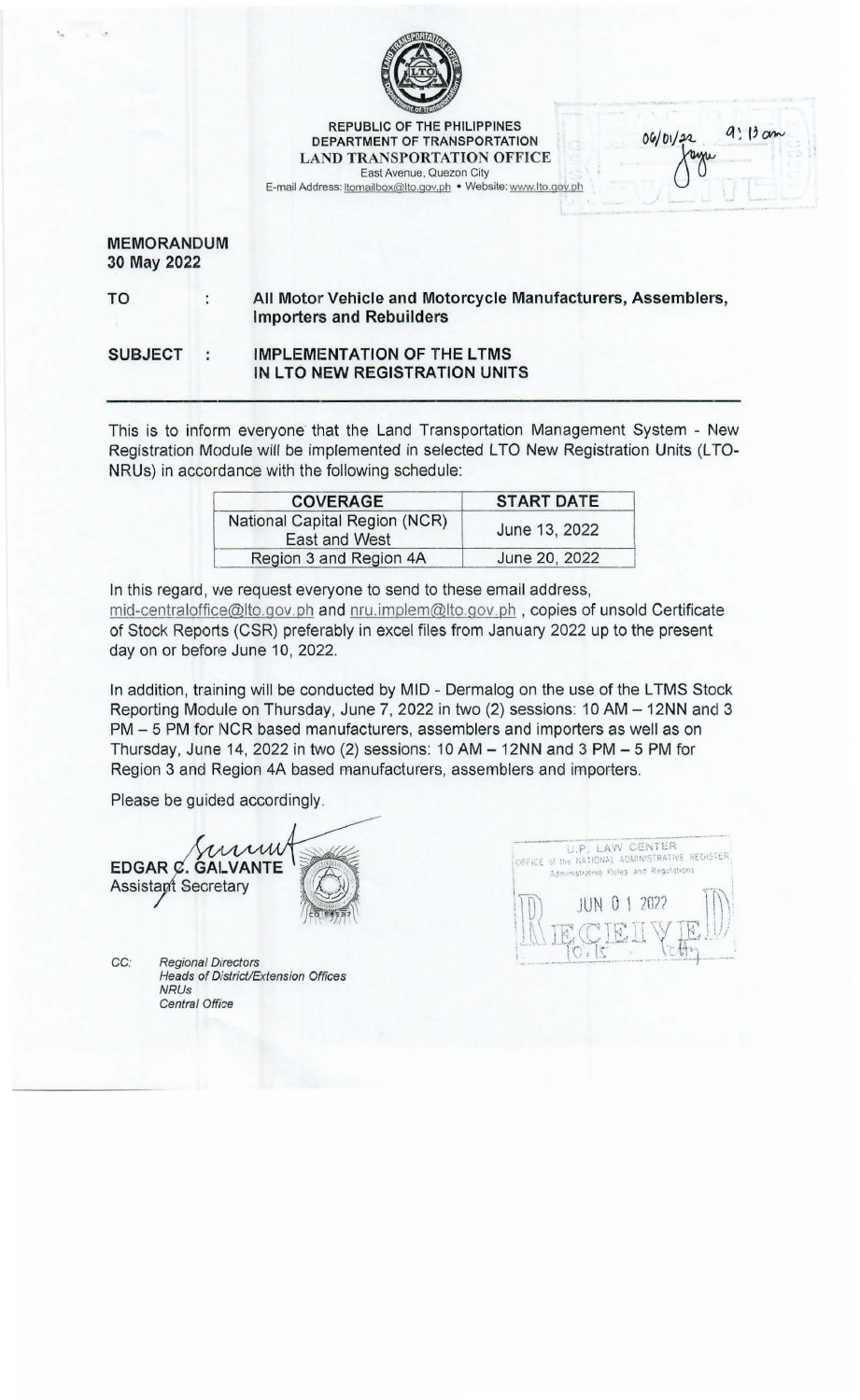REPUBLIC OF THE PHILIPPINES
DEPARTMENT OF TRANSPORTATION
LAND TRANSPORTATION OFFICE
East Avenue, Quezon City
E-mail Address: ltomailbox@lto.gov.ph • Website: www.lto.gov.ph

06/01/22 9:13 am

**MEMORANDUM**
**30 May 2022**

**TO** : **All Motor Vehicle and Motorcycle Manufacturers, Assemblers, Importers and Rebuilders**

**SUBJECT** : **IMPLEMENTATION OF THE LTMS IN LTO NEW REGISTRATION UNITS**

---

This is to inform everyone that the Land Transportation Management System - New Registration Module will be implemented in selected LTO New Registration Units (LTO-NRUs) in accordance with the following schedule:

| COVERAGE | START DATE |
|---|---|
| National Capital Region (NCR) East and West | June 13, 2022 |
| Region 3 and Region 4A | June 20, 2022 |

In this regard, we request everyone to send to these email address, mid-centraloffice@lto.gov.ph and nru.implem@lto.gov.ph , copies of unsold Certificate of Stock Reports (CSR) preferably in excel files from January 2022 up to the present day on or before June 10, 2022.

In addition, training will be conducted by MID - Dermalog on the use of the LTMS Stock Reporting Module on Thursday, June 7, 2022 in two (2) sessions: 10 AM – 12NN and 3 PM – 5 PM for NCR based manufacturers, assemblers and importers as well as on Thursday, June 14, 2022 in two (2) sessions: 10 AM – 12NN and 3 PM – 5 PM for Region 3 and Region 4A based manufacturers, assemblers and importers.

Please be guided accordingly.

**EDGAR C. GALVANTE**
Assistant Secretary

U.P. LAW CENTER
OFFICE of the NATIONAL ADMINISTRATIVE REGISTER
Administrative Rules and Regulations
JUN 01 2022
RECEIVED

CC: *Regional Directors*
*Heads of District/Extension Offices*
*NRUs*
*Central Office*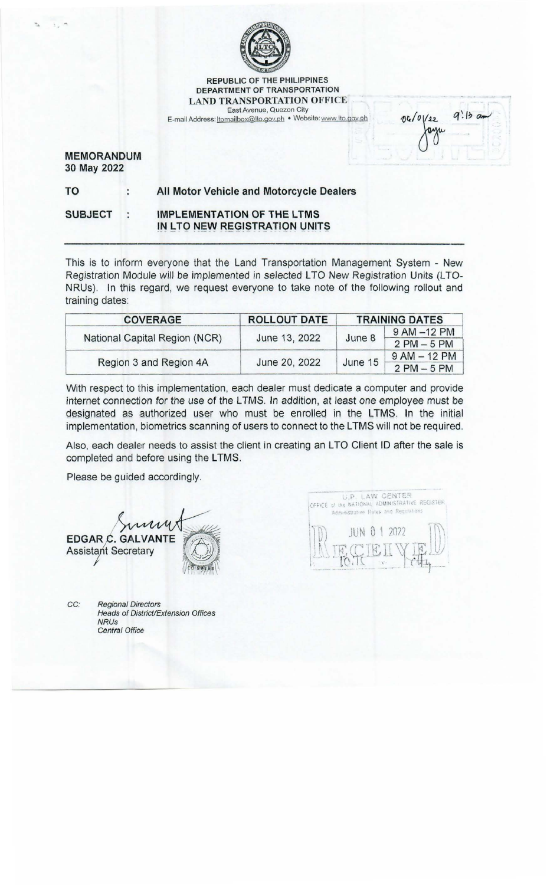REPUBLIC OF THE PHILIPPINES
DEPARTMENT OF TRANSPORTATION
LAND TRANSPORTATION OFFICE
East Avenue, Quezon City
E-mail Address: ltomailbox@lto.gov.ph • Website: www.lto.gov.ph

06/01/22 9:15 am

**MEMORANDUM**
**30 May 2022**

**TO : All Motor Vehicle and Motorcycle Dealers**

**SUBJECT : IMPLEMENTATION OF THE LTMS IN LTO NEW REGISTRATION UNITS**

---

This is to inform everyone that the Land Transportation Management System - New Registration Module will be implemented in selected LTO New Registration Units (LTO-NRUs). In this regard, we request everyone to take note of the following rollout and training dates:

| COVERAGE | ROLLOUT DATE | TRAINING DATES | |
|---|---|---|---|
| National Capital Region (NCR) | June 13, 2022 | June 8 | 9 AM –12 PM |
| | | | 2 PM – 5 PM |
| Region 3 and Region 4A | June 20, 2022 | June 15 | 9 AM – 12 PM |
| | | | 2 PM – 5 PM |

With respect to this implementation, each dealer must dedicate a computer and provide internet connection for the use of the LTMS. In addition, at least one employee must be designated as authorized user who must be enrolled in the LTMS. In the initial implementation, biometrics scanning of users to connect to the LTMS will not be required.

Also, each dealer needs to assist the client in creating an LTO Client ID after the sale is completed and before using the LTMS.

Please be guided accordingly.

**EDGAR C. GALVANTE**
Assistant Secretary

U.P. LAW CENTER
OFFICE of the NATIONAL ADMINISTRATIVE REGISTER
Administrative Rules and Regulations
JUN 01 2022
RECEIVED

CC: *Regional Directors*
*Heads of District/Extension Offices*
*NRUs*
*Central Office*